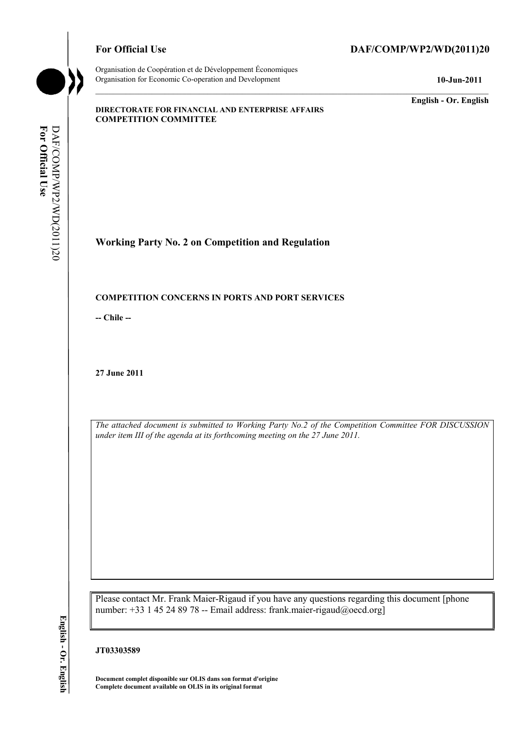**For Official Use** **DAF/COMP/WP2/WD(2011)20**

Organisation de Coopération et de Développement Économiques
Organisation for Economic Co-operation and Development **10-Jun-2011**

**English - Or. English**

**DIRECTORATE FOR FINANCIAL AND ENTERPRISE AFFAIRS**
**COMPETITION COMMITTEE**

# Working Party No. 2 on Competition and Regulation

## COMPETITION CONCERNS IN PORTS AND PORT SERVICES

**-- Chile --**

**27 June 2011**

*The attached document is submitted to Working Party No.2 of the Competition Committee FOR DISCUSSION under item III of the agenda at its forthcoming meeting on the 27 June 2011.*

Please contact Mr. Frank Maier-Rigaud if you have any questions regarding this document [phone number: +33 1 45 24 89 78 -- Email address: frank.maier-rigaud@oecd.org]

**JT03303589**

**Document complet disponible sur OLIS dans son format d'origine**
**Complete document available on OLIS in its original format**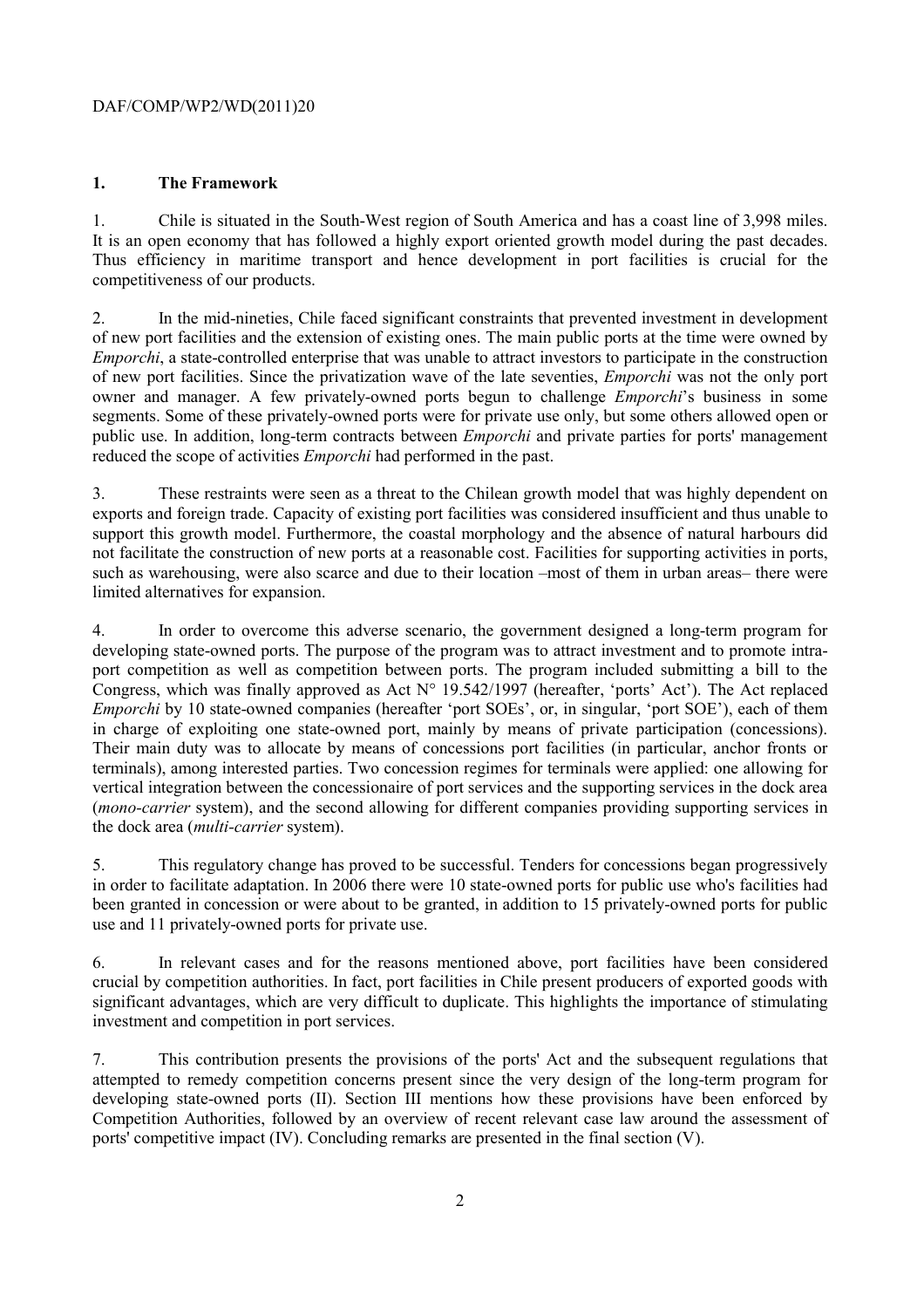## 1. The Framework

1. Chile is situated in the South-West region of South America and has a coast line of 3,998 miles. It is an open economy that has followed a highly export oriented growth model during the past decades. Thus efficiency in maritime transport and hence development in port facilities is crucial for the competitiveness of our products.

2. In the mid-nineties, Chile faced significant constraints that prevented investment in development of new port facilities and the extension of existing ones. The main public ports at the time were owned by *Emporchi*, a state-controlled enterprise that was unable to attract investors to participate in the construction of new port facilities. Since the privatization wave of the late seventies, *Emporchi* was not the only port owner and manager. A few privately-owned ports begun to challenge *Emporchi*'s business in some segments. Some of these privately-owned ports were for private use only, but some others allowed open or public use. In addition, long-term contracts between *Emporchi* and private parties for ports' management reduced the scope of activities *Emporchi* had performed in the past.

3. These restraints were seen as a threat to the Chilean growth model that was highly dependent on exports and foreign trade. Capacity of existing port facilities was considered insufficient and thus unable to support this growth model. Furthermore, the coastal morphology and the absence of natural harbours did not facilitate the construction of new ports at a reasonable cost. Facilities for supporting activities in ports, such as warehousing, were also scarce and due to their location –most of them in urban areas– there were limited alternatives for expansion.

4. In order to overcome this adverse scenario, the government designed a long-term program for developing state-owned ports. The purpose of the program was to attract investment and to promote intra-port competition as well as competition between ports. The program included submitting a bill to the Congress, which was finally approved as Act N° 19.542/1997 (hereafter, 'ports' Act'). The Act replaced *Emporchi* by 10 state-owned companies (hereafter 'port SOEs', or, in singular, 'port SOE'), each of them in charge of exploiting one state-owned port, mainly by means of private participation (concessions). Their main duty was to allocate by means of concessions port facilities (in particular, anchor fronts or terminals), among interested parties. Two concession regimes for terminals were applied: one allowing for vertical integration between the concessionaire of port services and the supporting services in the dock area (*mono-carrier* system), and the second allowing for different companies providing supporting services in the dock area (*multi-carrier* system).

5. This regulatory change has proved to be successful. Tenders for concessions began progressively in order to facilitate adaptation. In 2006 there were 10 state-owned ports for public use who's facilities had been granted in concession or were about to be granted, in addition to 15 privately-owned ports for public use and 11 privately-owned ports for private use.

6. In relevant cases and for the reasons mentioned above, port facilities have been considered crucial by competition authorities. In fact, port facilities in Chile present producers of exported goods with significant advantages, which are very difficult to duplicate. This highlights the importance of stimulating investment and competition in port services.

7. This contribution presents the provisions of the ports' Act and the subsequent regulations that attempted to remedy competition concerns present since the very design of the long-term program for developing state-owned ports (II). Section III mentions how these provisions have been enforced by Competition Authorities, followed by an overview of recent relevant case law around the assessment of ports' competitive impact (IV). Concluding remarks are presented in the final section (V).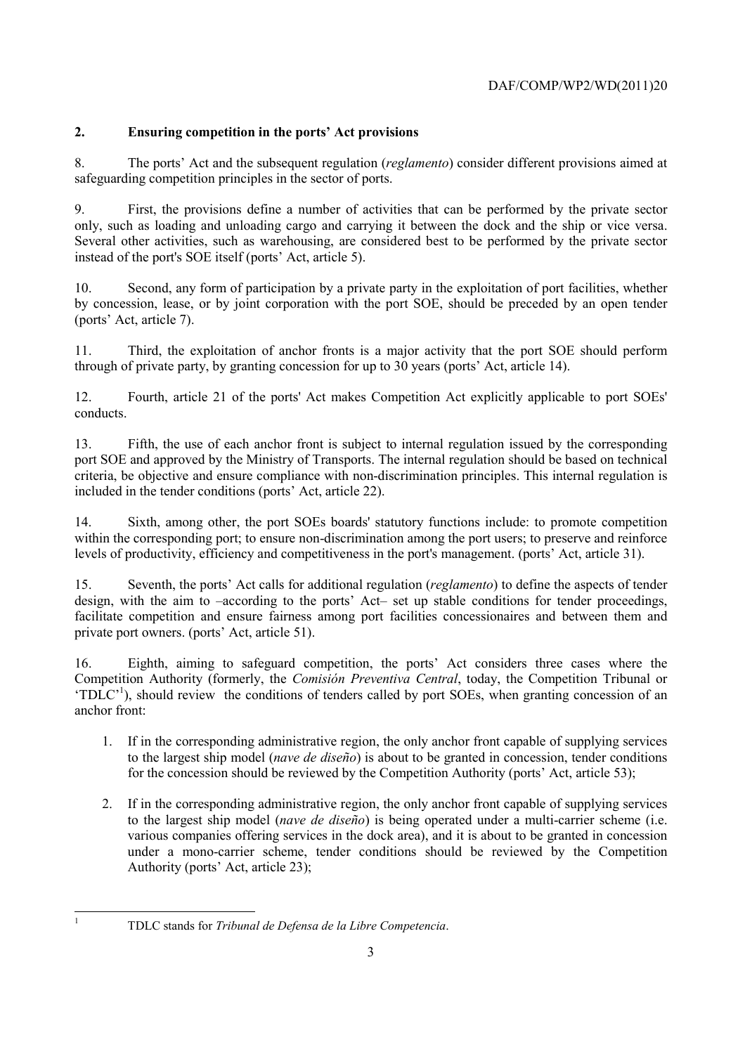## 2. Ensuring competition in the ports' Act provisions

8. The ports' Act and the subsequent regulation (*reglamento*) consider different provisions aimed at safeguarding competition principles in the sector of ports.

9. First, the provisions define a number of activities that can be performed by the private sector only, such as loading and unloading cargo and carrying it between the dock and the ship or vice versa. Several other activities, such as warehousing, are considered best to be performed by the private sector instead of the port's SOE itself (ports' Act, article 5).

10. Second, any form of participation by a private party in the exploitation of port facilities, whether by concession, lease, or by joint corporation with the port SOE, should be preceded by an open tender (ports' Act, article 7).

11. Third, the exploitation of anchor fronts is a major activity that the port SOE should perform through of private party, by granting concession for up to 30 years (ports' Act, article 14).

12. Fourth, article 21 of the ports' Act makes Competition Act explicitly applicable to port SOEs' conducts.

13. Fifth, the use of each anchor front is subject to internal regulation issued by the corresponding port SOE and approved by the Ministry of Transports. The internal regulation should be based on technical criteria, be objective and ensure compliance with non-discrimination principles. This internal regulation is included in the tender conditions (ports' Act, article 22).

14. Sixth, among other, the port SOEs boards' statutory functions include: to promote competition within the corresponding port; to ensure non-discrimination among the port users; to preserve and reinforce levels of productivity, efficiency and competitiveness in the port's management. (ports' Act, article 31).

15. Seventh, the ports' Act calls for additional regulation (*reglamento*) to define the aspects of tender design, with the aim to –according to the ports' Act– set up stable conditions for tender proceedings, facilitate competition and ensure fairness among port facilities concessionaires and between them and private port owners. (ports' Act, article 51).

16. Eighth, aiming to safeguard competition, the ports' Act considers three cases where the Competition Authority (formerly, the *Comisión Preventiva Central*, today, the Competition Tribunal or 'TDLC'[1]), should review the conditions of tenders called by port SOEs, when granting concession of an anchor front:

1. If in the corresponding administrative region, the only anchor front capable of supplying services to the largest ship model (*nave de diseño*) is about to be granted in concession, tender conditions for the concession should be reviewed by the Competition Authority (ports' Act, article 53);

2. If in the corresponding administrative region, the only anchor front capable of supplying services to the largest ship model (*nave de diseño*) is being operated under a multi-carrier scheme (i.e. various companies offering services in the dock area), and it is about to be granted in concession under a mono-carrier scheme, tender conditions should be reviewed by the Competition Authority (ports' Act, article 23);

---

[1] TDLC stands for *Tribunal de Defensa de la Libre Competencia*.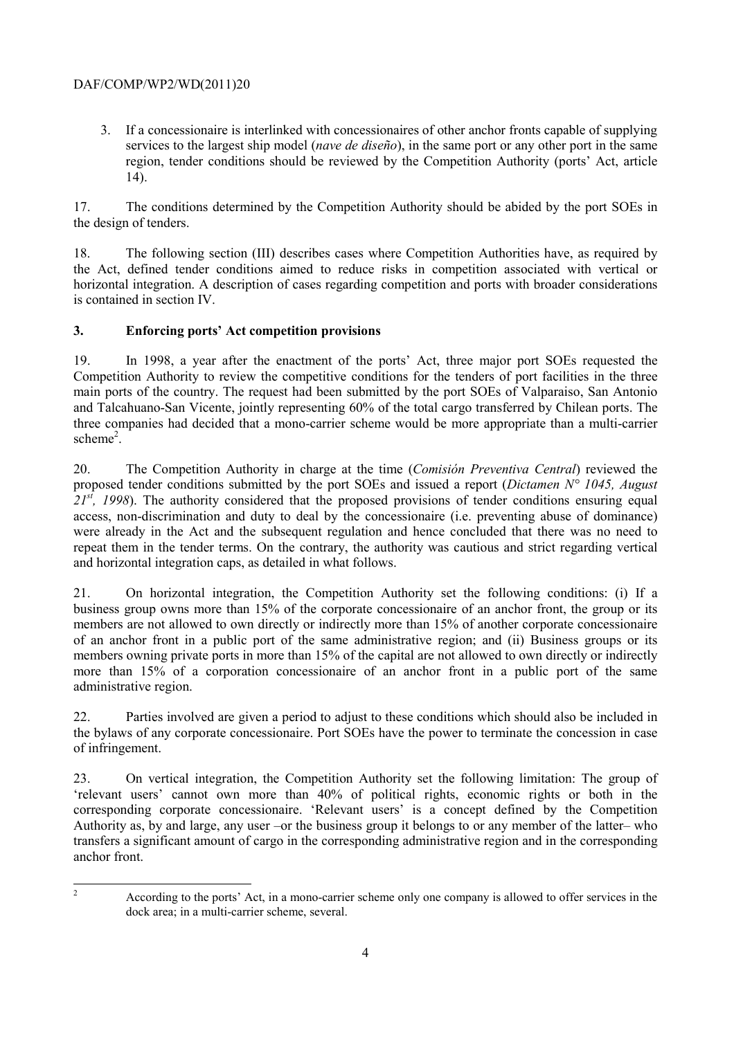3. If a concessionaire is interlinked with concessionaires of other anchor fronts capable of supplying services to the largest ship model (*nave de diseño*), in the same port or any other port in the same region, tender conditions should be reviewed by the Competition Authority (ports' Act, article 14).

17. The conditions determined by the Competition Authority should be abided by the port SOEs in the design of tenders.

18. The following section (III) describes cases where Competition Authorities have, as required by the Act, defined tender conditions aimed to reduce risks in competition associated with vertical or horizontal integration. A description of cases regarding competition and ports with broader considerations is contained in section IV.

## 3. Enforcing ports' Act competition provisions

19. In 1998, a year after the enactment of the ports' Act, three major port SOEs requested the Competition Authority to review the competitive conditions for the tenders of port facilities in the three main ports of the country. The request had been submitted by the port SOEs of Valparaiso, San Antonio and Talcahuano-San Vicente, jointly representing 60% of the total cargo transferred by Chilean ports. The three companies had decided that a mono-carrier scheme would be more appropriate than a multi-carrier scheme[2].

20. The Competition Authority in charge at the time (*Comisión Preventiva Central*) reviewed the proposed tender conditions submitted by the port SOEs and issued a report (*Dictamen N° 1045, August 21st, 1998*). The authority considered that the proposed provisions of tender conditions ensuring equal access, non-discrimination and duty to deal by the concessionaire (i.e. preventing abuse of dominance) were already in the Act and the subsequent regulation and hence concluded that there was no need to repeat them in the tender terms. On the contrary, the authority was cautious and strict regarding vertical and horizontal integration caps, as detailed in what follows.

21. On horizontal integration, the Competition Authority set the following conditions: (i) If a business group owns more than 15% of the corporate concessionaire of an anchor front, the group or its members are not allowed to own directly or indirectly more than 15% of another corporate concessionaire of an anchor front in a public port of the same administrative region; and (ii) Business groups or its members owning private ports in more than 15% of the capital are not allowed to own directly or indirectly more than 15% of a corporation concessionaire of an anchor front in a public port of the same administrative region.

22. Parties involved are given a period to adjust to these conditions which should also be included in the bylaws of any corporate concessionaire. Port SOEs have the power to terminate the concession in case of infringement.

23. On vertical integration, the Competition Authority set the following limitation: The group of 'relevant users' cannot own more than 40% of political rights, economic rights or both in the corresponding corporate concessionaire. 'Relevant users' is a concept defined by the Competition Authority as, by and large, any user –or the business group it belongs to or any member of the latter– who transfers a significant amount of cargo in the corresponding administrative region and in the corresponding anchor front.

---

[2] According to the ports' Act, in a mono-carrier scheme only one company is allowed to offer services in the dock area; in a multi-carrier scheme, several.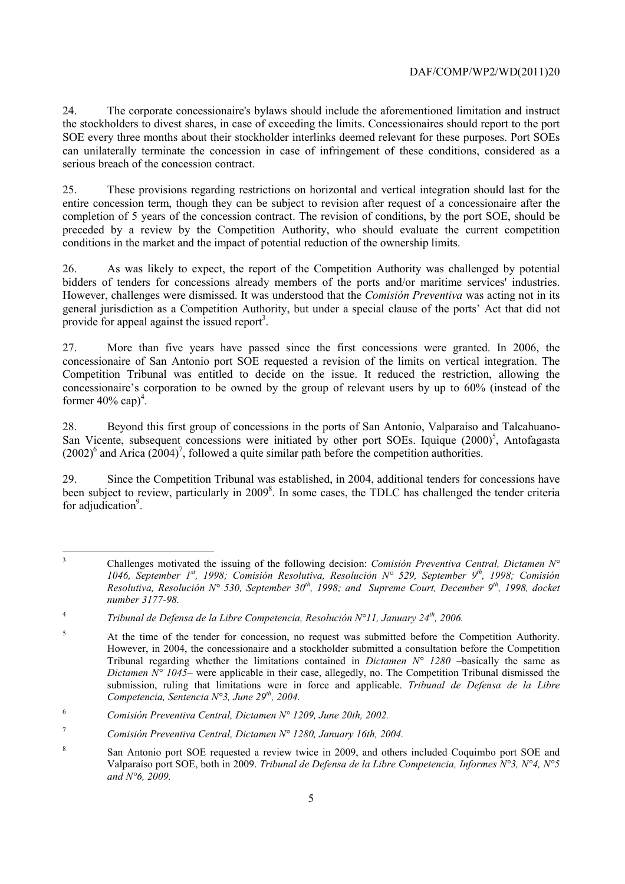24. The corporate concessionaire's bylaws should include the aforementioned limitation and instruct the stockholders to divest shares, in case of exceeding the limits. Concessionaires should report to the port SOE every three months about their stockholder interlinks deemed relevant for these purposes. Port SOEs can unilaterally terminate the concession in case of infringement of these conditions, considered as a serious breach of the concession contract.

25. These provisions regarding restrictions on horizontal and vertical integration should last for the entire concession term, though they can be subject to revision after request of a concessionaire after the completion of 5 years of the concession contract. The revision of conditions, by the port SOE, should be preceded by a review by the Competition Authority, who should evaluate the current competition conditions in the market and the impact of potential reduction of the ownership limits.

26. As was likely to expect, the report of the Competition Authority was challenged by potential bidders of tenders for concessions already members of the ports and/or maritime services' industries. However, challenges were dismissed. It was understood that the *Comisión Preventiva* was acting not in its general jurisdiction as a Competition Authority, but under a special clause of the ports' Act that did not provide for appeal against the issued report[3].

27. More than five years have passed since the first concessions were granted. In 2006, the concessionaire of San Antonio port SOE requested a revision of the limits on vertical integration. The Competition Tribunal was entitled to decide on the issue. It reduced the restriction, allowing the concessionaire's corporation to be owned by the group of relevant users by up to 60% (instead of the former 40% cap)[4].

28. Beyond this first group of concessions in the ports of San Antonio, Valparaíso and Talcahuano-San Vicente, subsequent concessions were initiated by other port SOEs. Iquique (2000)[5], Antofagasta (2002)[6] and Arica (2004)[7], followed a quite similar path before the competition authorities.

29. Since the Competition Tribunal was established, in 2004, additional tenders for concessions have been subject to review, particularly in 2009[8]. In some cases, the TDLC has challenged the tender criteria for adjudication[9].

---

3 Challenges motivated the issuing of the following decision: *Comisión Preventiva Central, Dictamen N° 1046, September 1st, 1998; Comisión Resolutiva, Resolución N° 529, September 9th, 1998; Comisión Resolutiva, Resolución N° 530, September 30th, 1998; and Supreme Court, December 9th, 1998, docket number 3177-98.*

4 *Tribunal de Defensa de la Libre Competencia, Resolución N°11, January 24th, 2006.*

5 At the time of the tender for concession, no request was submitted before the Competition Authority. However, in 2004, the concessionaire and a stockholder submitted a consultation before the Competition Tribunal regarding whether the limitations contained in *Dictamen N° 1280* –basically the same as *Dictamen N° 1045*– were applicable in their case, allegedly, no. The Competition Tribunal dismissed the submission, ruling that limitations were in force and applicable. *Tribunal de Defensa de la Libre Competencia, Sentencia N°3, June 29th, 2004.*

6 *Comisión Preventiva Central, Dictamen N° 1209, June 20th, 2002.*

7 *Comisión Preventiva Central, Dictamen N° 1280, January 16th, 2004.*

8 San Antonio port SOE requested a review twice in 2009, and others included Coquimbo port SOE and Valparaíso port SOE, both in 2009. *Tribunal de Defensa de la Libre Competencia, Informes N°3, N°4, N°5 and N°6, 2009.*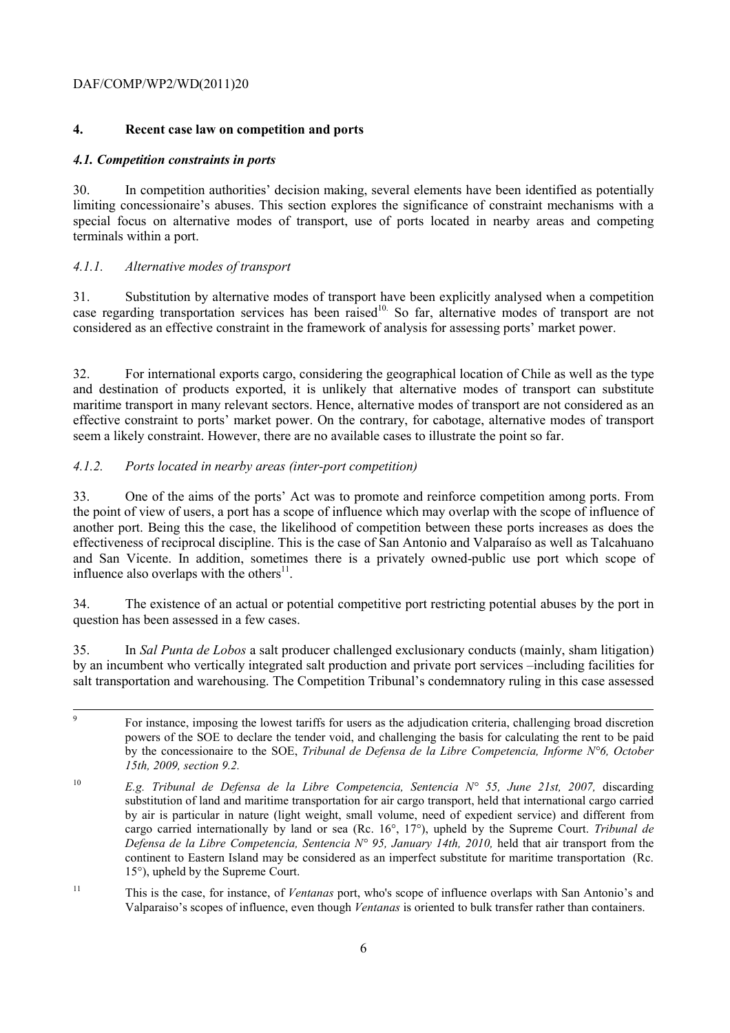## 4. Recent case law on competition and ports

### *4.1. Competition constraints in ports*

30. In competition authorities' decision making, several elements have been identified as potentially limiting concessionaire's abuses. This section explores the significance of constraint mechanisms with a special focus on alternative modes of transport, use of ports located in nearby areas and competing terminals within a port.

#### *4.1.1. Alternative modes of transport*

31. Substitution by alternative modes of transport have been explicitly analysed when a competition case regarding transportation services has been raised[10]. So far, alternative modes of transport are not considered as an effective constraint in the framework of analysis for assessing ports' market power.

32. For international exports cargo, considering the geographical location of Chile as well as the type and destination of products exported, it is unlikely that alternative modes of transport can substitute maritime transport in many relevant sectors. Hence, alternative modes of transport are not considered as an effective constraint to ports' market power. On the contrary, for cabotage, alternative modes of transport seem a likely constraint. However, there are no available cases to illustrate the point so far.

#### *4.1.2. Ports located in nearby areas (inter-port competition)*

33. One of the aims of the ports' Act was to promote and reinforce competition among ports. From the point of view of users, a port has a scope of influence which may overlap with the scope of influence of another port. Being this the case, the likelihood of competition between these ports increases as does the effectiveness of reciprocal discipline. This is the case of San Antonio and Valparaíso as well as Talcahuano and San Vicente. In addition, sometimes there is a privately owned-public use port which scope of influence also overlaps with the others[11].

34. The existence of an actual or potential competitive port restricting potential abuses by the port in question has been assessed in a few cases.

35. In *Sal Punta de Lobos* a salt producer challenged exclusionary conducts (mainly, sham litigation) by an incumbent who vertically integrated salt production and private port services –including facilities for salt transportation and warehousing. The Competition Tribunal's condemnatory ruling in this case assessed

---

[9] For instance, imposing the lowest tariffs for users as the adjudication criteria, challenging broad discretion powers of the SOE to declare the tender void, and challenging the basis for calculating the rent to be paid by the concessionaire to the SOE, *Tribunal de Defensa de la Libre Competencia, Informe N°6, October 15th, 2009, section 9.2.*

[10] *E.g. Tribunal de Defensa de la Libre Competencia, Sentencia N° 55, June 21st, 2007,* discarding substitution of land and maritime transportation for air cargo transport, held that international cargo carried by air is particular in nature (light weight, small volume, need of expedient service) and different from cargo carried internationally by land or sea (Rc. 16°, 17°), upheld by the Supreme Court. *Tribunal de Defensa de la Libre Competencia, Sentencia N° 95, January 14th, 2010,* held that air transport from the continent to Eastern Island may be considered as an imperfect substitute for maritime transportation (Rc. 15°), upheld by the Supreme Court.

[11] This is the case, for instance, of *Ventanas* port, who's scope of influence overlaps with San Antonio's and Valparaiso's scopes of influence, even though *Ventanas* is oriented to bulk transfer rather than containers.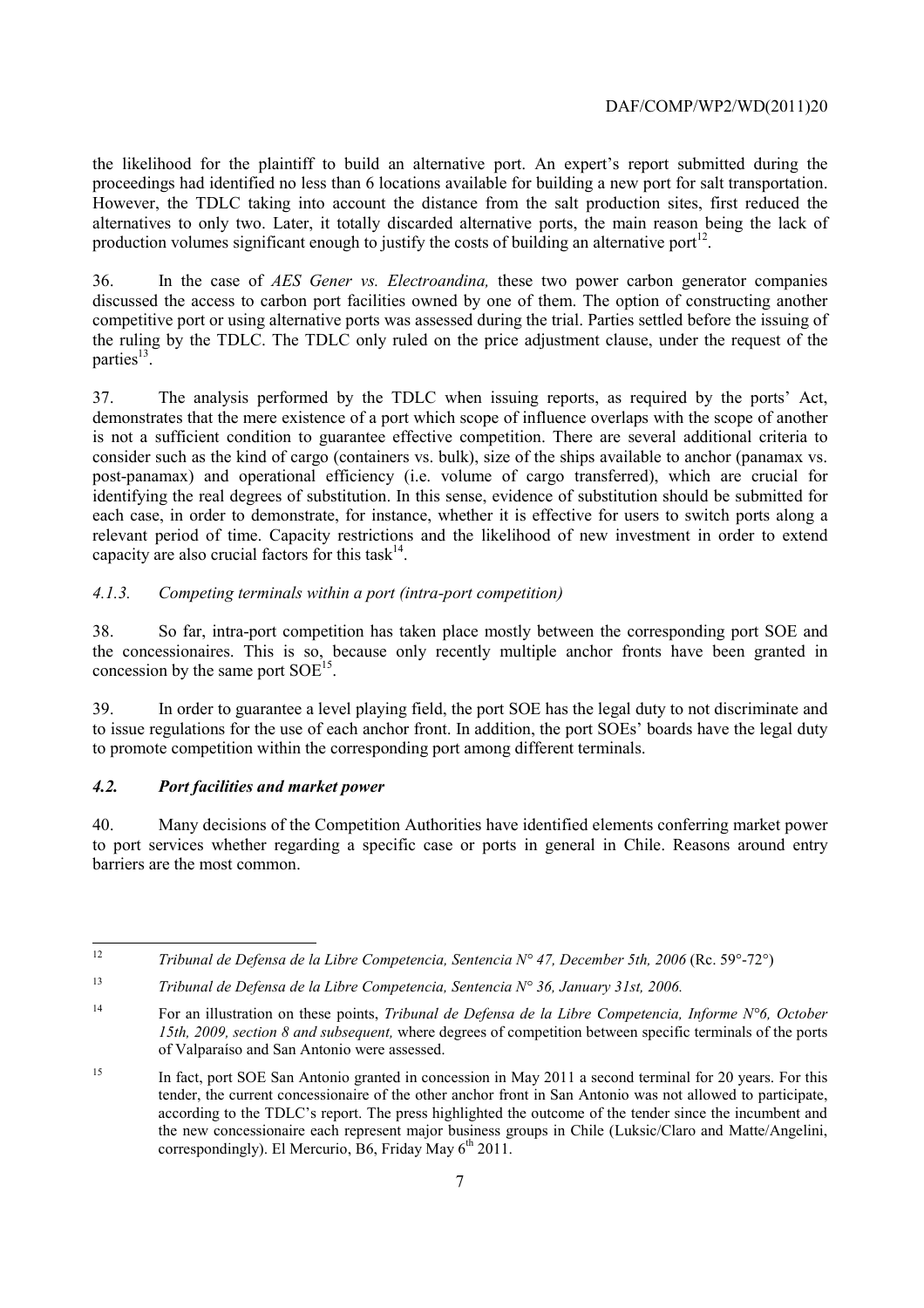the likelihood for the plaintiff to build an alternative port. An expert's report submitted during the proceedings had identified no less than 6 locations available for building a new port for salt transportation. However, the TDLC taking into account the distance from the salt production sites, first reduced the alternatives to only two. Later, it totally discarded alternative ports, the main reason being the lack of production volumes significant enough to justify the costs of building an alternative port[12].

36. In the case of *AES Gener vs. Electroandina,* these two power carbon generator companies discussed the access to carbon port facilities owned by one of them. The option of constructing another competitive port or using alternative ports was assessed during the trial. Parties settled before the issuing of the ruling by the TDLC. The TDLC only ruled on the price adjustment clause, under the request of the parties[13].

37. The analysis performed by the TDLC when issuing reports, as required by the ports' Act, demonstrates that the mere existence of a port which scope of influence overlaps with the scope of another is not a sufficient condition to guarantee effective competition. There are several additional criteria to consider such as the kind of cargo (containers vs. bulk), size of the ships available to anchor (panamax vs. post-panamax) and operational efficiency (i.e. volume of cargo transferred), which are crucial for identifying the real degrees of substitution. In this sense, evidence of substitution should be submitted for each case, in order to demonstrate, for instance, whether it is effective for users to switch ports along a relevant period of time. Capacity restrictions and the likelihood of new investment in order to extend capacity are also crucial factors for this task[14].

#### *4.1.3. Competing terminals within a port (intra-port competition)*

38. So far, intra-port competition has taken place mostly between the corresponding port SOE and the concessionaires. This is so, because only recently multiple anchor fronts have been granted in concession by the same port SOE[15].

39. In order to guarantee a level playing field, the port SOE has the legal duty to not discriminate and to issue regulations for the use of each anchor front. In addition, the port SOEs' boards have the legal duty to promote competition within the corresponding port among different terminals.

### ***4.2. Port facilities and market power***

40. Many decisions of the Competition Authorities have identified elements conferring market power to port services whether regarding a specific case or ports in general in Chile. Reasons around entry barriers are the most common.

---

[12] *Tribunal de Defensa de la Libre Competencia, Sentencia N° 47, December 5th, 2006* (Rc. 59°-72°)

[13] *Tribunal de Defensa de la Libre Competencia, Sentencia N° 36, January 31st, 2006.*

[14] For an illustration on these points, *Tribunal de Defensa de la Libre Competencia, Informe N°6, October 15th, 2009, section 8 and subsequent,* where degrees of competition between specific terminals of the ports of Valparaíso and San Antonio were assessed.

[15] In fact, port SOE San Antonio granted in concession in May 2011 a second terminal for 20 years. For this tender, the current concessionaire of the other anchor front in San Antonio was not allowed to participate, according to the TDLC's report. The press highlighted the outcome of the tender since the incumbent and the new concessionaire each represent major business groups in Chile (Luksic/Claro and Matte/Angelini, correspondingly). El Mercurio, B6, Friday May 6th 2011.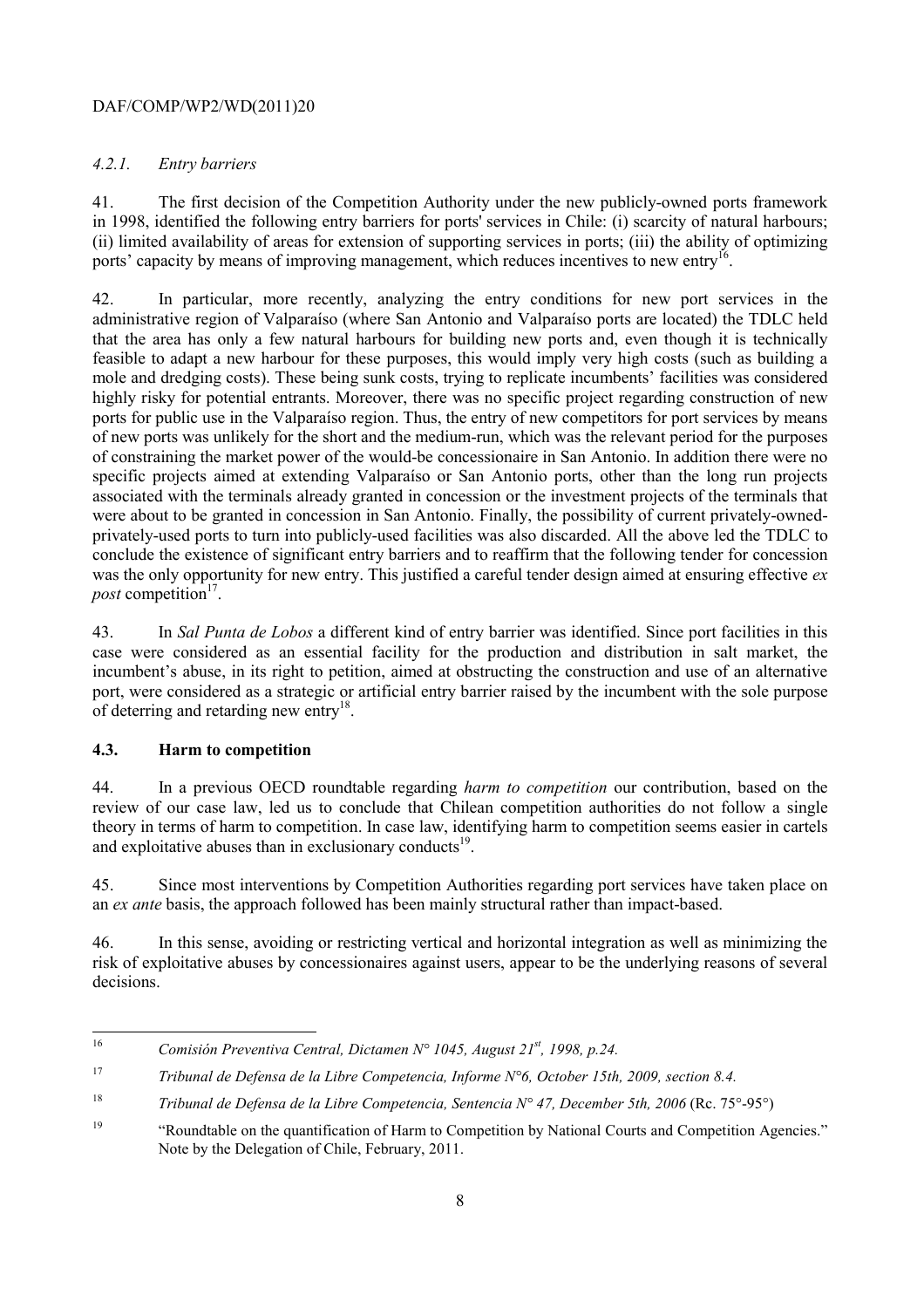### *4.2.1. Entry barriers*

41. The first decision of the Competition Authority under the new publicly-owned ports framework in 1998, identified the following entry barriers for ports' services in Chile: (i) scarcity of natural harbours; (ii) limited availability of areas for extension of supporting services in ports; (iii) the ability of optimizing ports' capacity by means of improving management, which reduces incentives to new entry[16].

42. In particular, more recently, analyzing the entry conditions for new port services in the administrative region of Valparaíso (where San Antonio and Valparaíso ports are located) the TDLC held that the area has only a few natural harbours for building new ports and, even though it is technically feasible to adapt a new harbour for these purposes, this would imply very high costs (such as building a mole and dredging costs). These being sunk costs, trying to replicate incumbents' facilities was considered highly risky for potential entrants. Moreover, there was no specific project regarding construction of new ports for public use in the Valparaíso region. Thus, the entry of new competitors for port services by means of new ports was unlikely for the short and the medium-run, which was the relevant period for the purposes of constraining the market power of the would-be concessionaire in San Antonio. In addition there were no specific projects aimed at extending Valparaíso or San Antonio ports, other than the long run projects associated with the terminals already granted in concession or the investment projects of the terminals that were about to be granted in concession in San Antonio. Finally, the possibility of current privately-owned-privately-used ports to turn into publicly-used facilities was also discarded. All the above led the TDLC to conclude the existence of significant entry barriers and to reaffirm that the following tender for concession was the only opportunity for new entry. This justified a careful tender design aimed at ensuring effective *ex post* competition[17].

43. In *Sal Punta de Lobos* a different kind of entry barrier was identified. Since port facilities in this case were considered as an essential facility for the production and distribution in salt market, the incumbent's abuse, in its right to petition, aimed at obstructing the construction and use of an alternative port, were considered as a strategic or artificial entry barrier raised by the incumbent with the sole purpose of deterring and retarding new entry[18].

## 4.3. Harm to competition

44. In a previous OECD roundtable regarding *harm to competition* our contribution, based on the review of our case law, led us to conclude that Chilean competition authorities do not follow a single theory in terms of harm to competition. In case law, identifying harm to competition seems easier in cartels and exploitative abuses than in exclusionary conducts[19].

45. Since most interventions by Competition Authorities regarding port services have taken place on an *ex ante* basis, the approach followed has been mainly structural rather than impact-based.

46. In this sense, avoiding or restricting vertical and horizontal integration as well as minimizing the risk of exploitative abuses by concessionaires against users, appear to be the underlying reasons of several decisions.

---

[16] *Comisión Preventiva Central, Dictamen N° 1045, August 21st, 1998, p.24.*

[17] *Tribunal de Defensa de la Libre Competencia, Informe N°6, October 15th, 2009, section 8.4.*

[18] *Tribunal de Defensa de la Libre Competencia, Sentencia N° 47, December 5th, 2006* (Rc. 75°-95°)

[19] "Roundtable on the quantification of Harm to Competition by National Courts and Competition Agencies." Note by the Delegation of Chile, February, 2011.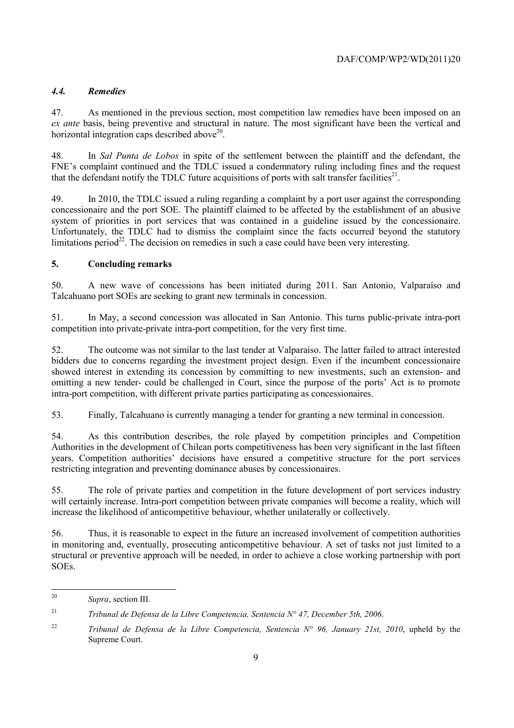### *4.4. Remedies*

47. As mentioned in the previous section, most competition law remedies have been imposed on an *ex ante* basis, being preventive and structural in nature. The most significant have been the vertical and horizontal integration caps described above[20].

48. In *Sal Punta de Lobos* in spite of the settlement between the plaintiff and the defendant, the FNE's complaint continued and the TDLC issued a condemnatory ruling including fines and the request that the defendant notify the TDLC future acquisitions of ports with salt transfer facilities[21].

49. In 2010, the TDLC issued a ruling regarding a complaint by a port user against the corresponding concessionaire and the port SOE. The plaintiff claimed to be affected by the establishment of an abusive system of priorities in port services that was contained in a guideline issued by the concessionaire. Unfortunately, the TDLC had to dismiss the complaint since the facts occurred beyond the statutory limitations period[22]. The decision on remedies in such a case could have been very interesting.

## 5. Concluding remarks

50. A new wave of concessions has been initiated during 2011. San Antonio, Valparaíso and Talcahuano port SOEs are seeking to grant new terminals in concession.

51. In May, a second concession was allocated in San Antonio. This turns public-private intra-port competition into private-private intra-port competition, for the very first time.

52. The outcome was not similar to the last tender at Valparaíso. The latter failed to attract interested bidders due to concerns regarding the investment project design. Even if the incumbent concessionaire showed interest in extending its concession by committing to new investments, such an extension- and omitting a new tender- could be challenged in Court, since the purpose of the ports' Act is to promote intra-port competition, with different private parties participating as concessionaires.

53. Finally, Talcahuano is currently managing a tender for granting a new terminal in concession.

54. As this contribution describes, the role played by competition principles and Competition Authorities in the development of Chilean ports competitiveness has been very significant in the last fifteen years. Competition authorities' decisions have ensured a competitive structure for the port services restricting integration and preventing dominance abuses by concessionaires.

55. The role of private parties and competition in the future development of port services industry will certainly increase. Intra-port competition between private companies will become a reality, which will increase the likelihood of anticompetitive behaviour, whether unilaterally or collectively.

56. Thus, it is reasonable to expect in the future an increased involvement of competition authorities in monitoring and, eventually, prosecuting anticompetitive behaviour. A set of tasks not just limited to a structural or preventive approach will be needed, in order to achieve a close working partnership with port SOEs.

---

[20] *Supra*, section III.

[21] *Tribunal de Defensa de la Libre Competencia, Sentencia N° 47, December 5th, 2006*.

[22] *Tribunal de Defensa de la Libre Competencia, Sentencia N° 96, January 21st, 2010*, upheld by the Supreme Court.